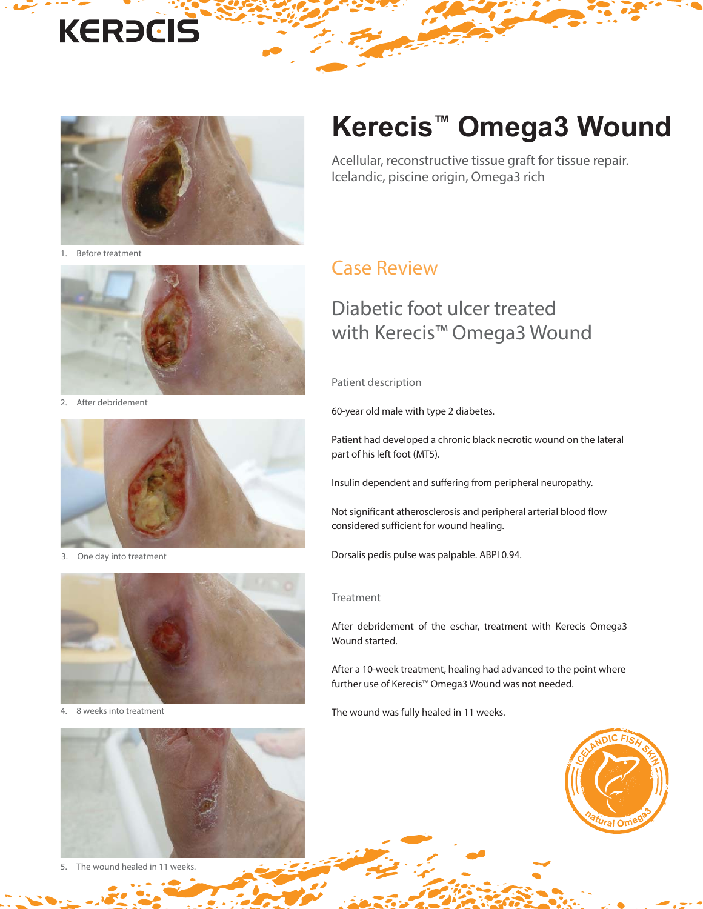KERECIS

# Kerecis™ Omega3 Wound

Acellular, reconstructive tissue graft for tissue repair.
Icelandic, piscine origin, Omega3 rich

## Case Review

### Diabetic foot ulcer treated with Kerecis™ Omega3 Wound

#### Patient description

60-year old male with type 2 diabetes.

Patient had developed a chronic black necrotic wound on the lateral part of his left foot (MT5).

Insulin dependent and suffering from peripheral neuropathy.

Not significant atherosclerosis and peripheral arterial blood flow considered sufficient for wound healing.

Dorsalis pedis pulse was palpable. ABPI 0.94.

#### Treatment

After debridement of the eschar, treatment with Kerecis Omega3 Wound started.

After a 10-week treatment, healing had advanced to the point where further use of Kerecis™ Omega3 Wound was not needed.

The wound was fully healed in 11 weeks.

1. Before treatment

2. After debridement

3. One day into treatment

4. 8 weeks into treatment

5. The wound healed in 11 weeks.

ICELANDIC FISH SKIN natural Omega3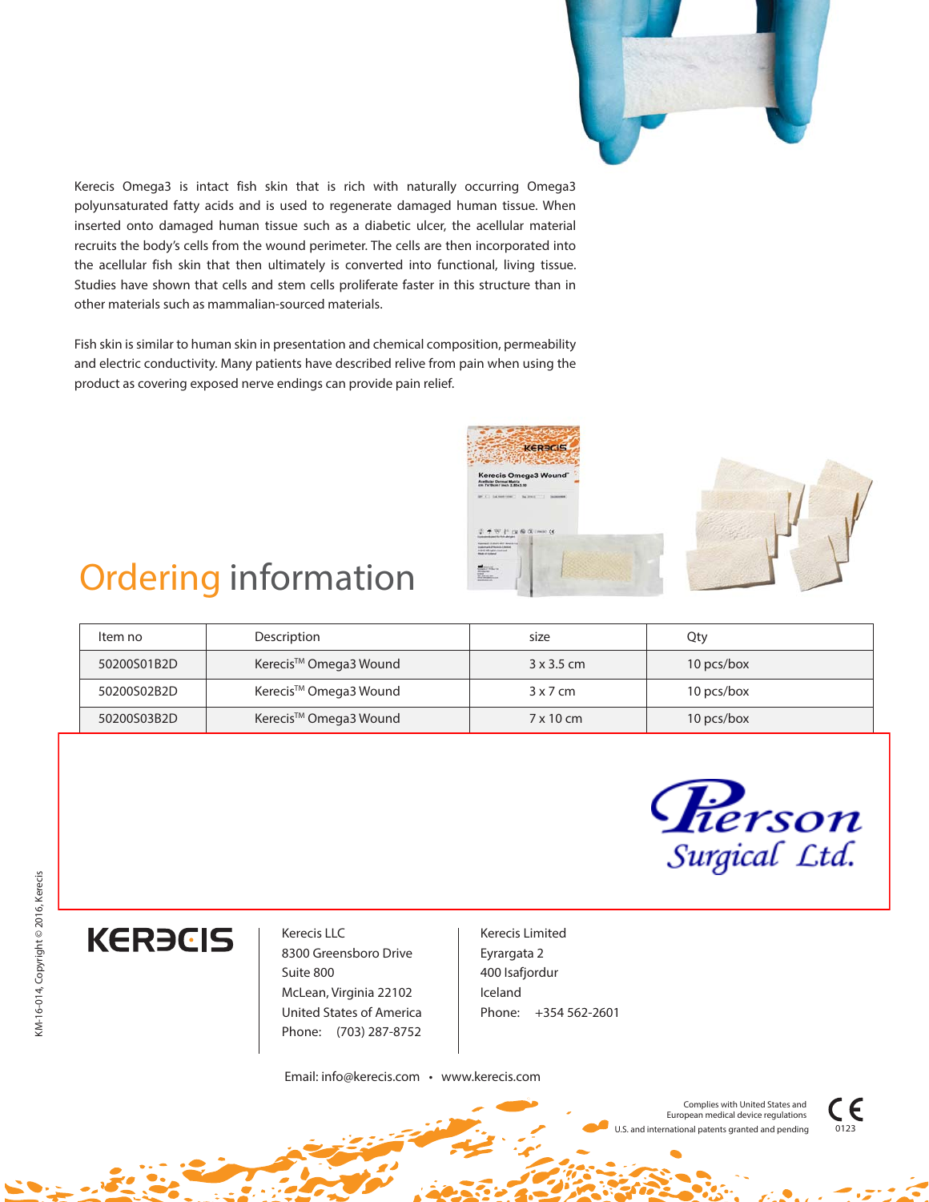Kerecis Omega3 is intact fish skin that is rich with naturally occurring Omega3 polyunsaturated fatty acids and is used to regenerate damaged human tissue. When inserted onto damaged human tissue such as a diabetic ulcer, the acellular material recruits the body's cells from the wound perimeter. The cells are then incorporated into the acellular fish skin that then ultimately is converted into functional, living tissue. Studies have shown that cells and stem cells proliferate faster in this structure than in other materials such as mammalian-sourced materials.

Fish skin is similar to human skin in presentation and chemical composition, permeability and electric conductivity. Many patients have described relive from pain when using the product as covering exposed nerve endings can provide pain relief.

# Ordering information

| Item no | Description | size | Qty |
|---|---|---|---|
| 50200S01B2D | Kerecis™ Omega3 Wound | 3 x 3.5 cm | 10 pcs/box |
| 50200S02B2D | Kerecis™ Omega3 Wound | 3 x 7 cm | 10 pcs/box |
| 50200S03B2D | Kerecis™ Omega3 Wound | 7 x 10 cm | 10 pcs/box |

Pierson Surgical Ltd.

KERECIS

Kerecis LLC
8300 Greensboro Drive
Suite 800
McLean, Virginia 22102
United States of America
Phone: (703) 287-8752

Kerecis Limited
Eyrargata 2
400 Isafjordur
Iceland
Phone: +354 562-2601

Email: info@kerecis.com • www.kerecis.com

Complies with United States and European medical device regulations
U.S. and international patents granted and pending

CE 0123

KM-16-014, Copyright © 2016, Kerecis